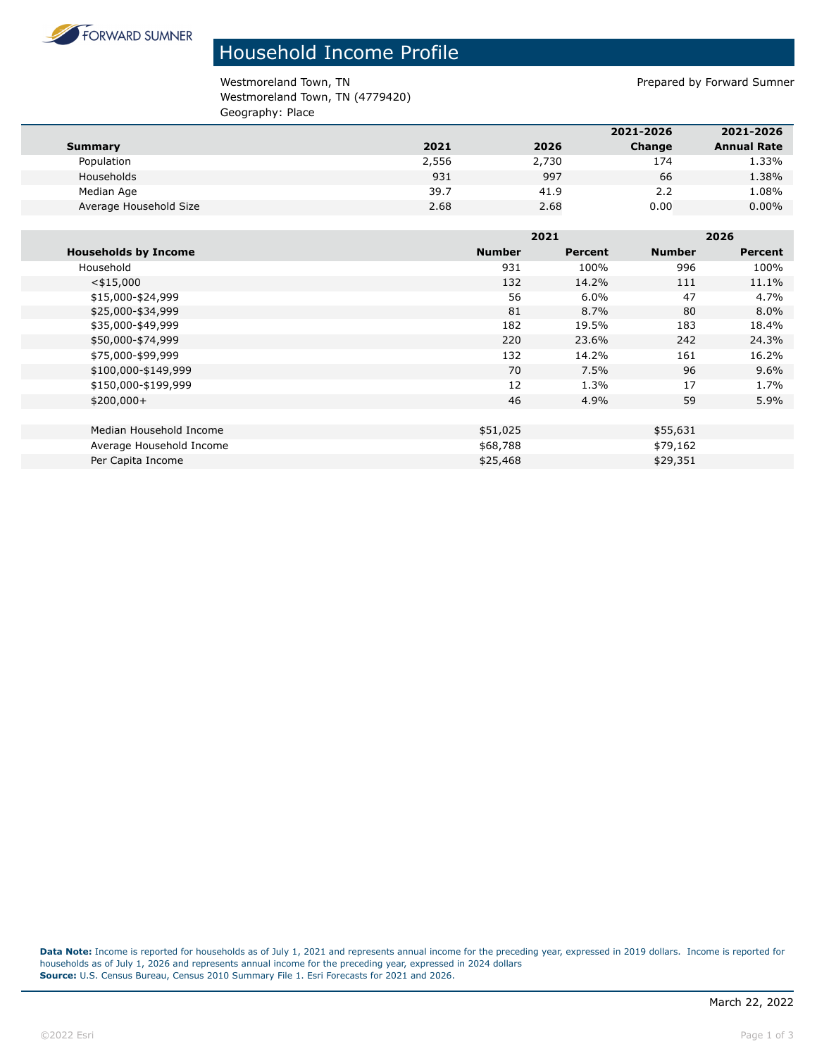FORWARD SUMNER

# Household Income Profile

Westmoreland Town, TN
Westmoreland Town, TN (4779420)
Geography: Place

Prepared by Forward Sumner

| Summary | 2021 | 2026 | 2021-2026 Change | 2021-2026 Annual Rate |
|---|---|---|---|---|
| Population | 2,556 | 2,730 | 174 | 1.33% |
| Households | 931 | 997 | 66 | 1.38% |
| Median Age | 39.7 | 41.9 | 2.2 | 1.08% |
| Average Household Size | 2.68 | 2.68 | 0.00 | 0.00% |

| | 2021 | | 2026 | |
|---|---|---|---|---|
| **Households by Income** | **Number** | **Percent** | **Number** | **Percent** |
| Household | 931 | 100% | 996 | 100% |
| <$15,000 | 132 | 14.2% | 111 | 11.1% |
| $15,000-$24,999 | 56 | 6.0% | 47 | 4.7% |
| $25,000-$34,999 | 81 | 8.7% | 80 | 8.0% |
| $35,000-$49,999 | 182 | 19.5% | 183 | 18.4% |
| $50,000-$74,999 | 220 | 23.6% | 242 | 24.3% |
| $75,000-$99,999 | 132 | 14.2% | 161 | 16.2% |
| $100,000-$149,999 | 70 | 7.5% | 96 | 9.6% |
| $150,000-$199,999 | 12 | 1.3% | 17 | 1.7% |
| $200,000+ | 46 | 4.9% | 59 | 5.9% |
| | | | | |
| Median Household Income | $51,025 | | $55,631 | |
| Average Household Income | $68,788 | | $79,162 | |
| Per Capita Income | $25,468 | | $29,351 | |

**Data Note:** Income is reported for households as of July 1, 2021 and represents annual income for the preceding year, expressed in 2019 dollars. Income is reported for households as of July 1, 2026 and represents annual income for the preceding year, expressed in 2024 dollars
**Source:** U.S. Census Bureau, Census 2010 Summary File 1. Esri Forecasts for 2021 and 2026.

March 22, 2022

©2022 Esri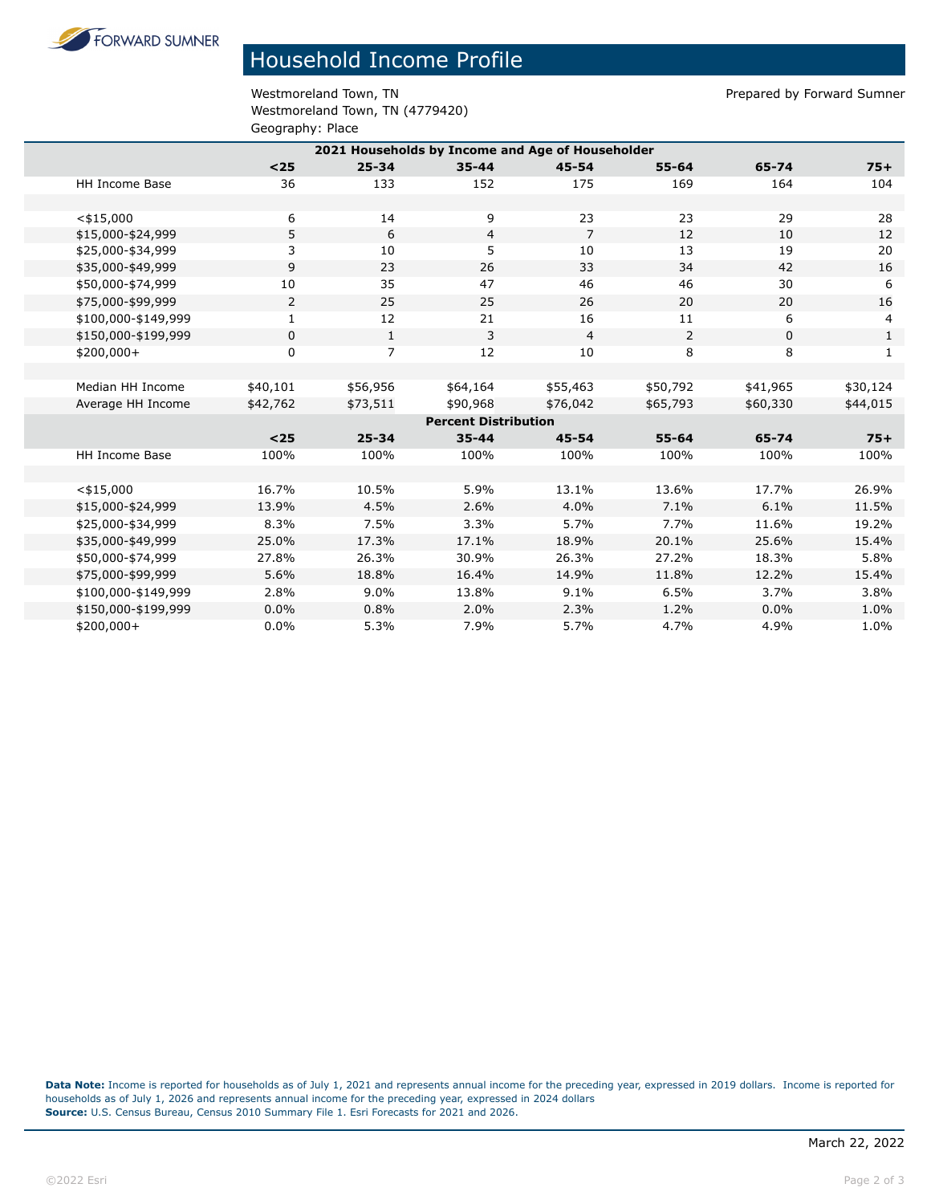# Household Income Profile

Westmoreland Town, TN
Westmoreland Town, TN (4779420)
Geography: Place

Prepared by Forward Sumner

| 2021 Households by Income and Age of Householder | | | | | | | |
|---|---|---|---|---|---|---|---|
| | <25 | 25-34 | 35-44 | 45-54 | 55-64 | 65-74 | 75+ |
| HH Income Base | 36 | 133 | 152 | 175 | 169 | 164 | 104 |
| | | | | | | | |
| <$15,000 | 6 | 14 | 9 | 23 | 23 | 29 | 28 |
| $15,000-$24,999 | 5 | 6 | 4 | 7 | 12 | 10 | 12 |
| $25,000-$34,999 | 3 | 10 | 5 | 10 | 13 | 19 | 20 |
| $35,000-$49,999 | 9 | 23 | 26 | 33 | 34 | 42 | 16 |
| $50,000-$74,999 | 10 | 35 | 47 | 46 | 46 | 30 | 6 |
| $75,000-$99,999 | 2 | 25 | 25 | 26 | 20 | 20 | 16 |
| $100,000-$149,999 | 1 | 12 | 21 | 16 | 11 | 6 | 4 |
| $150,000-$199,999 | 0 | 1 | 3 | 4 | 2 | 0 | 1 |
| $200,000+ | 0 | 7 | 12 | 10 | 8 | 8 | 1 |
| | | | | | | | |
| Median HH Income | $40,101 | $56,956 | $64,164 | $55,463 | $50,792 | $41,965 | $30,124 |
| Average HH Income | $42,762 | $73,511 | $90,968 | $76,042 | $65,793 | $60,330 | $44,015 |
| **Percent Distribution** | | | | | | | |
| | <25 | 25-34 | 35-44 | 45-54 | 55-64 | 65-74 | 75+ |
| HH Income Base | 100% | 100% | 100% | 100% | 100% | 100% | 100% |
| | | | | | | | |
| <$15,000 | 16.7% | 10.5% | 5.9% | 13.1% | 13.6% | 17.7% | 26.9% |
| $15,000-$24,999 | 13.9% | 4.5% | 2.6% | 4.0% | 7.1% | 6.1% | 11.5% |
| $25,000-$34,999 | 8.3% | 7.5% | 3.3% | 5.7% | 7.7% | 11.6% | 19.2% |
| $35,000-$49,999 | 25.0% | 17.3% | 17.1% | 18.9% | 20.1% | 25.6% | 15.4% |
| $50,000-$74,999 | 27.8% | 26.3% | 30.9% | 26.3% | 27.2% | 18.3% | 5.8% |
| $75,000-$99,999 | 5.6% | 18.8% | 16.4% | 14.9% | 11.8% | 12.2% | 15.4% |
| $100,000-$149,999 | 2.8% | 9.0% | 13.8% | 9.1% | 6.5% | 3.7% | 3.8% |
| $150,000-$199,999 | 0.0% | 0.8% | 2.0% | 2.3% | 1.2% | 0.0% | 1.0% |
| $200,000+ | 0.0% | 5.3% | 7.9% | 5.7% | 4.7% | 4.9% | 1.0% |

**Data Note:** Income is reported for households as of July 1, 2021 and represents annual income for the preceding year, expressed in 2019 dollars. Income is reported for households as of July 1, 2026 and represents annual income for the preceding year, expressed in 2024 dollars
**Source:** U.S. Census Bureau, Census 2010 Summary File 1. Esri Forecasts for 2021 and 2026.

March 22, 2022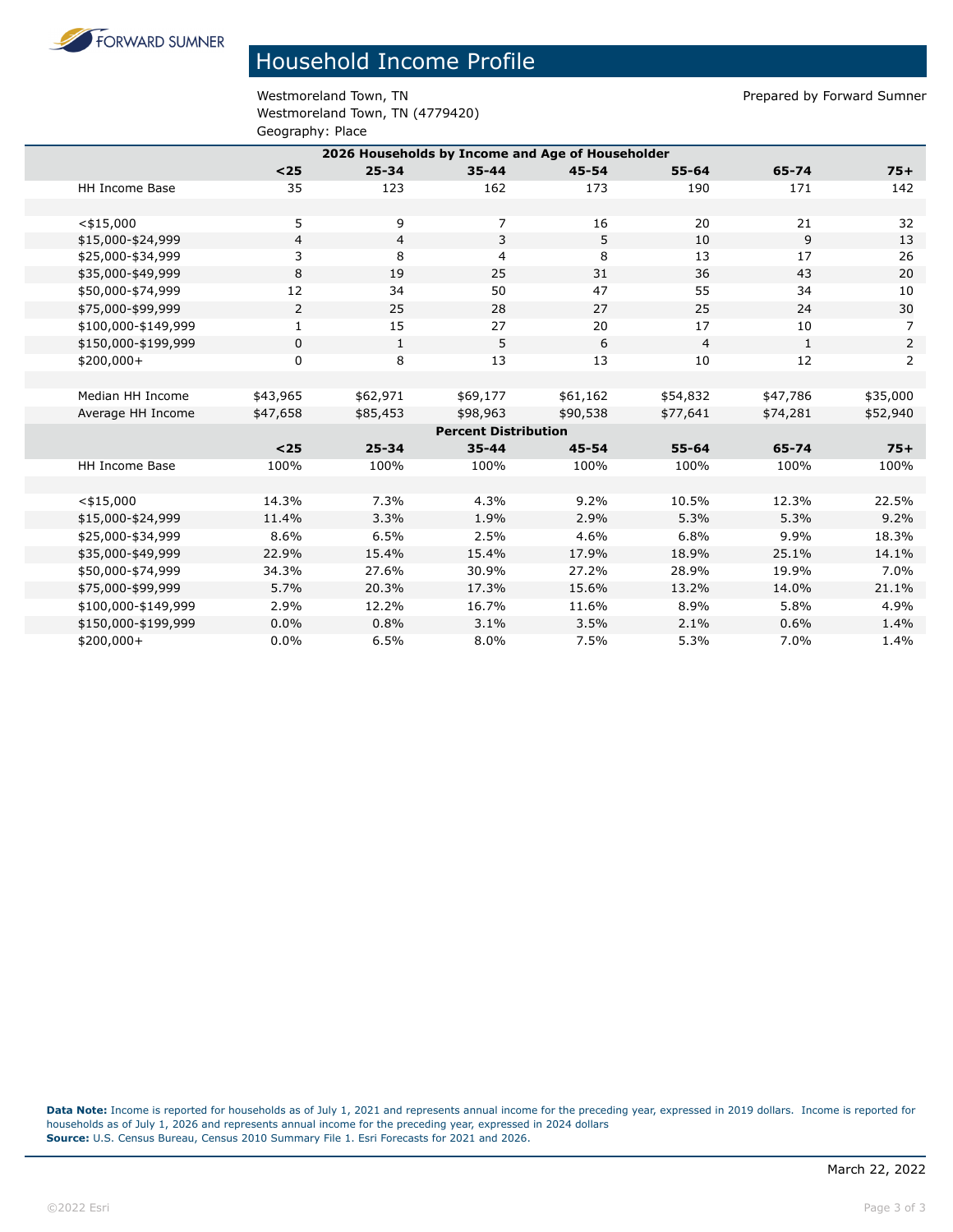# Household Income Profile

Westmoreland Town, TN
Westmoreland Town, TN (4779420)
Geography: Place

Prepared by Forward Sumner

| 2026 Households by Income and Age of Householder | | | | | | | |
|---|---|---|---|---|---|---|---|
| | <25 | 25-34 | 35-44 | 45-54 | 55-64 | 65-74 | 75+ |
| HH Income Base | 35 | 123 | 162 | 173 | 190 | 171 | 142 |
| | | | | | | | |
| <$15,000 | 5 | 9 | 7 | 16 | 20 | 21 | 32 |
| $15,000-$24,999 | 4 | 4 | 3 | 5 | 10 | 9 | 13 |
| $25,000-$34,999 | 3 | 8 | 4 | 8 | 13 | 17 | 26 |
| $35,000-$49,999 | 8 | 19 | 25 | 31 | 36 | 43 | 20 |
| $50,000-$74,999 | 12 | 34 | 50 | 47 | 55 | 34 | 10 |
| $75,000-$99,999 | 2 | 25 | 28 | 27 | 25 | 24 | 30 |
| $100,000-$149,999 | 1 | 15 | 27 | 20 | 17 | 10 | 7 |
| $150,000-$199,999 | 0 | 1 | 5 | 6 | 4 | 1 | 2 |
| $200,000+ | 0 | 8 | 13 | 13 | 10 | 12 | 2 |
| | | | | | | | |
| Median HH Income | $43,965 | $62,971 | $69,177 | $61,162 | $54,832 | $47,786 | $35,000 |
| Average HH Income | $47,658 | $85,453 | $98,963 | $90,538 | $77,641 | $74,281 | $52,940 |
| **Percent Distribution** | | | | | | | |
| | <25 | 25-34 | 35-44 | 45-54 | 55-64 | 65-74 | 75+ |
| HH Income Base | 100% | 100% | 100% | 100% | 100% | 100% | 100% |
| | | | | | | | |
| <$15,000 | 14.3% | 7.3% | 4.3% | 9.2% | 10.5% | 12.3% | 22.5% |
| $15,000-$24,999 | 11.4% | 3.3% | 1.9% | 2.9% | 5.3% | 5.3% | 9.2% |
| $25,000-$34,999 | 8.6% | 6.5% | 2.5% | 4.6% | 6.8% | 9.9% | 18.3% |
| $35,000-$49,999 | 22.9% | 15.4% | 15.4% | 17.9% | 18.9% | 25.1% | 14.1% |
| $50,000-$74,999 | 34.3% | 27.6% | 30.9% | 27.2% | 28.9% | 19.9% | 7.0% |
| $75,000-$99,999 | 5.7% | 20.3% | 17.3% | 15.6% | 13.2% | 14.0% | 21.1% |
| $100,000-$149,999 | 2.9% | 12.2% | 16.7% | 11.6% | 8.9% | 5.8% | 4.9% |
| $150,000-$199,999 | 0.0% | 0.8% | 3.1% | 3.5% | 2.1% | 0.6% | 1.4% |
| $200,000+ | 0.0% | 6.5% | 8.0% | 7.5% | 5.3% | 7.0% | 1.4% |

**Data Note:** Income is reported for households as of July 1, 2021 and represents annual income for the preceding year, expressed in 2019 dollars. Income is reported for households as of July 1, 2026 and represents annual income for the preceding year, expressed in 2024 dollars
**Source:** U.S. Census Bureau, Census 2010 Summary File 1. Esri Forecasts for 2021 and 2026.

March 22, 2022

©2022 Esri